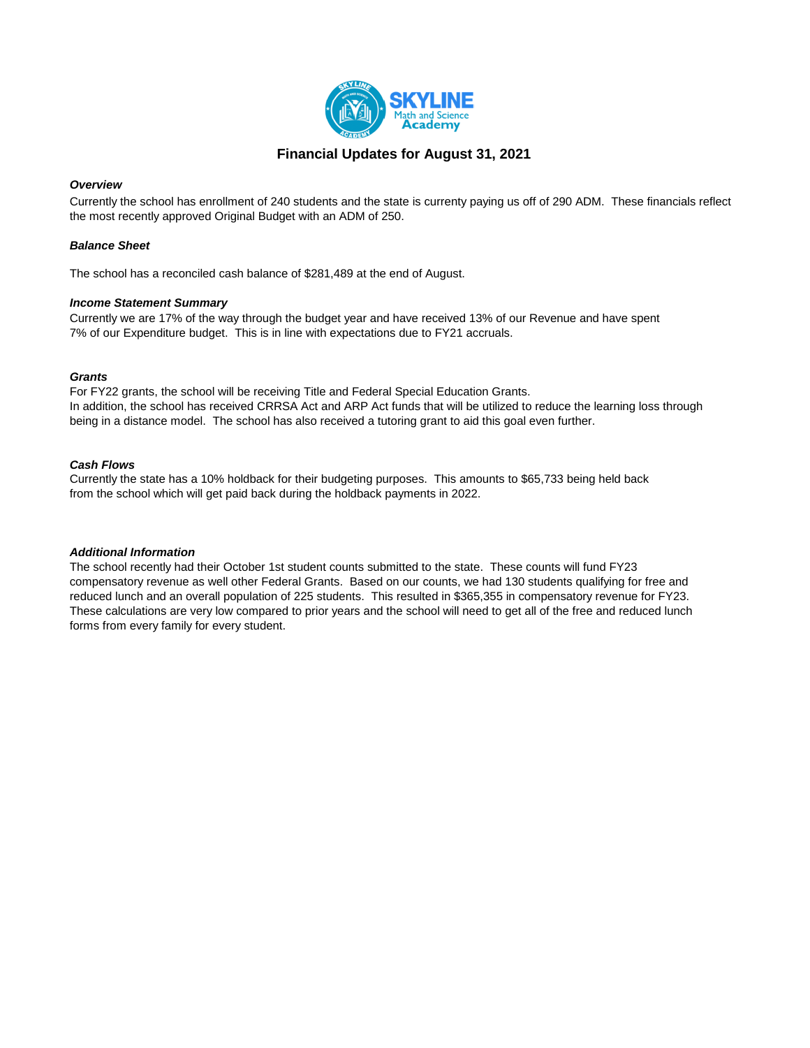# Financial Updates for August 31, 2021

***Overview***

Currently the school has enrollment of 240 students and the state is currenty paying us off of 290 ADM. These financials reflect the most recently approved Original Budget with an ADM of 250.

***Balance Sheet***

The school has a reconciled cash balance of $281,489 at the end of August.

***Income Statement Summary***

Currently we are 17% of the way through the budget year and have received 13% of our Revenue and have spent 7% of our Expenditure budget. This is in line with expectations due to FY21 accruals.

***Grants***

For FY22 grants, the school will be receiving Title and Federal Special Education Grants.
In addition, the school has received CRRSA Act and ARP Act funds that will be utilized to reduce the learning loss through being in a distance model. The school has also received a tutoring grant to aid this goal even further.

***Cash Flows***

Currently the state has a 10% holdback for their budgeting purposes. This amounts to $65,733 being held back from the school which will get paid back during the holdback payments in 2022.

***Additional Information***

The school recently had their October 1st student counts submitted to the state. These counts will fund FY23 compensatory revenue as well other Federal Grants. Based on our counts, we had 130 students qualifying for free and reduced lunch and an overall population of 225 students. This resulted in $365,355 in compensatory revenue for FY23. These calculations are very low compared to prior years and the school will need to get all of the free and reduced lunch forms from every family for every student.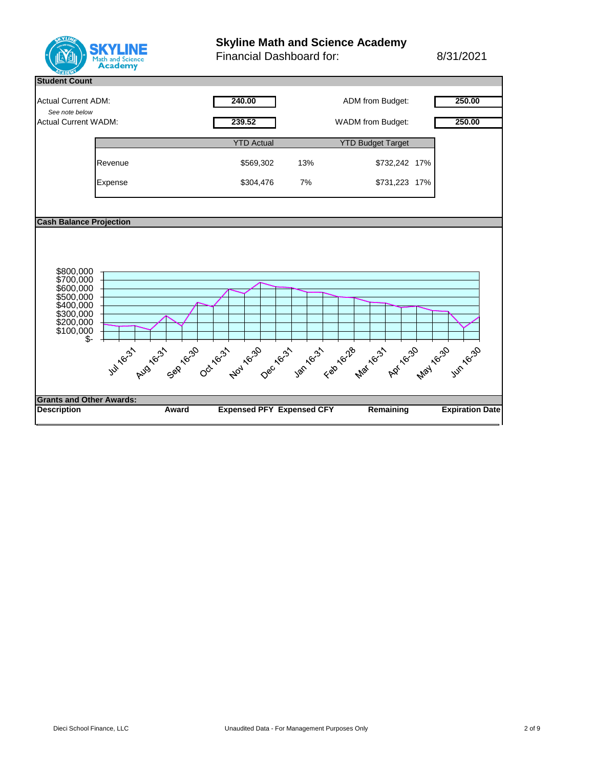# Skyline Math and Science Academy

Financial Dashboard for: 8/31/2021

## Student Count

| | | | |
|---|---|---|---|
| Actual Current ADM: | **240.00** | ADM from Budget: | **250.00** |
| *See note below* | | | |
| Actual Current WADM: | **239.52** | WADM from Budget: | **250.00** |

| | YTD Actual | | YTD Budget Target | |
|---|---|---|---|---|
| Revenue | $569,302 | 13% | $732,242 | 17% |
| Expense | $304,476 | 7% | $731,223 | 17% |

## Cash Balance Projection

$800,000
$700,000
$600,000
$500,000
$400,000
$300,000
$200,000
$100,000
$-

Jul 16-31, Aug 16-31, Sep 16-30, Oct 16-31, Nov 16-30, Dec 16-31, Jan 16-31, Feb 16-28, Mar 16-31, Apr 16-30, May 16-30, Jun 16-30

## Grants and Other Awards:

| Description | Award | Expensed PFY | Expensed CFY | Remaining | Expiration Date |
|---|---|---|---|---|---|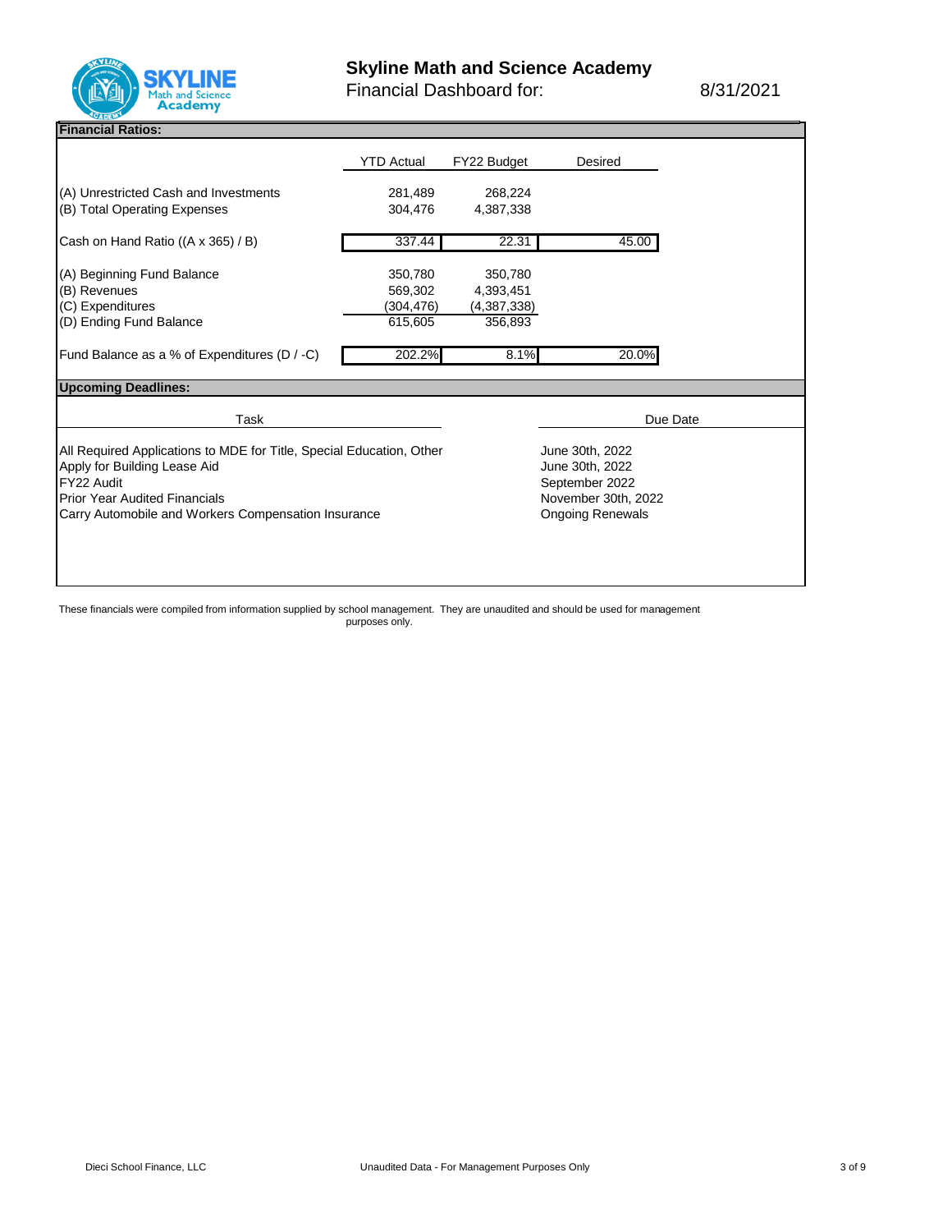# Skyline Math and Science Academy

Financial Dashboard for: 8/31/2021

## Financial Ratios:

| | YTD Actual | FY22 Budget | Desired |
|---|---|---|---|
| (A) Unrestricted Cash and Investments | 281,489 | 268,224 | |
| (B) Total Operating Expenses | 304,476 | 4,387,338 | |
| Cash on Hand Ratio ((A x 365) / B) | 337.44 | 22.31 | 45.00 |
| (A) Beginning Fund Balance | 350,780 | 350,780 | |
| (B) Revenues | 569,302 | 4,393,451 | |
| (C) Expenditures | (304,476) | (4,387,338) | |
| (D) Ending Fund Balance | 615,605 | 356,893 | |
| Fund Balance as a % of Expenditures (D / -C) | 202.2% | 8.1% | 20.0% |

## Upcoming Deadlines:

| Task | Due Date |
|---|---|
| All Required Applications to MDE for Title, Special Education, Other | June 30th, 2022 |
| Apply for Building Lease Aid | June 30th, 2022 |
| FY22 Audit | September 2022 |
| Prior Year Audited Financials | November 30th, 2022 |
| Carry Automobile and Workers Compensation Insurance | Ongoing Renewals |

These financials were compiled from information supplied by school management. They are unaudited and should be used for management purposes only.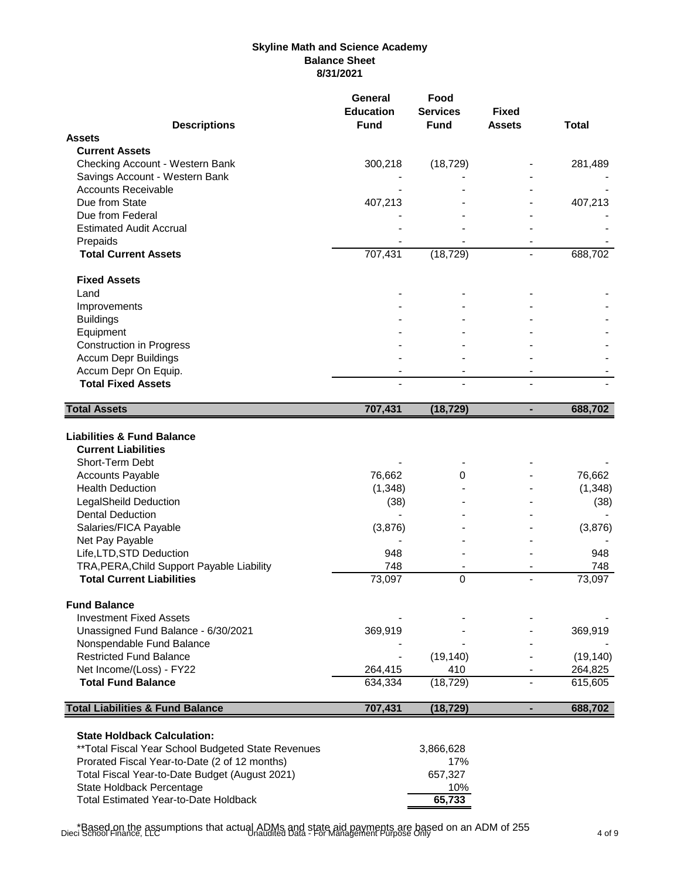# Skyline Math and Science Academy
## Balance Sheet
### 8/31/2021

| Descriptions | General Education Fund | Food Services Fund | Fixed Assets | Total |
|---|---|---|---|---|
| **Assets** | | | | |
| **Current Assets** | | | | |
| Checking Account - Western Bank | 300,218 | (18,729) | - | 281,489 |
| Savings Account - Western Bank | - | - | - | - |
| Accounts Receivable | - | - | - | - |
| Due from State | 407,213 | - | - | 407,213 |
| Due from Federal | - | - | - | - |
| Estimated Audit Accrual | - | - | - | - |
| Prepaids | - | - | - | - |
| **Total Current Assets** | 707,431 | (18,729) | - | 688,702 |
| **Fixed Assets** | | | | |
| Land | - | - | - | - |
| Improvements | - | - | - | - |
| Buildings | - | - | - | - |
| Equipment | - | - | - | - |
| Construction in Progress | - | - | - | - |
| Accum Depr Buildings | - | - | - | - |
| Accum Depr On Equip. | - | - | - | - |
| **Total Fixed Assets** | - | - | - | - |
| **Total Assets** | **707,431** | **(18,729)** | **-** | **688,702** |
| **Liabilities & Fund Balance** | | | | |
| **Current Liabilities** | | | | |
| Short-Term Debt | - | - | - | - |
| Accounts Payable | 76,662 | 0 | - | 76,662 |
| Health Deduction | (1,348) | - | - | (1,348) |
| LegalSheild Deduction | (38) | - | - | (38) |
| Dental Deduction | - | - | - | - |
| Salaries/FICA Payable | (3,876) | - | - | (3,876) |
| Net Pay Payable | - | - | - | - |
| Life,LTD,STD Deduction | 948 | - | - | 948 |
| TRA,PERA,Child Support Payable Liability | 748 | - | - | 748 |
| **Total Current Liabilities** | 73,097 | 0 | - | 73,097 |
| **Fund Balance** | | | | |
| Investment Fixed Assets | - | - | - | - |
| Unassigned Fund Balance - 6/30/2021 | 369,919 | - | - | 369,919 |
| Nonspendable Fund Balance | - | - | - | - |
| Restricted Fund Balance | - | (19,140) | - | (19,140) |
| Net Income/(Loss) - FY22 | 264,415 | 410 | - | 264,825 |
| **Total Fund Balance** | 634,334 | (18,729) | - | 615,605 |
| **Total Liabilities & Fund Balance** | **707,431** | **(18,729)** | **-** | **688,702** |

**State Holdback Calculation:**

| | |
|---|---|
| **Total Fiscal Year School Budgeted State Revenues | 3,866,628 |
| Prorated Fiscal Year-to-Date (2 of 12 months) | 17% |
| Total Fiscal Year-to-Date Budget (August 2021) | 657,327 |
| State Holdback Percentage | 10% |
| Total Estimated Year-to-Date Holdback | **65,733** |

*Based on the assumptions that actual ADMs and state aid payments are based on an ADM of 255

Dieci School Finance, LLC — Unaudited Data - For Management Purpose Only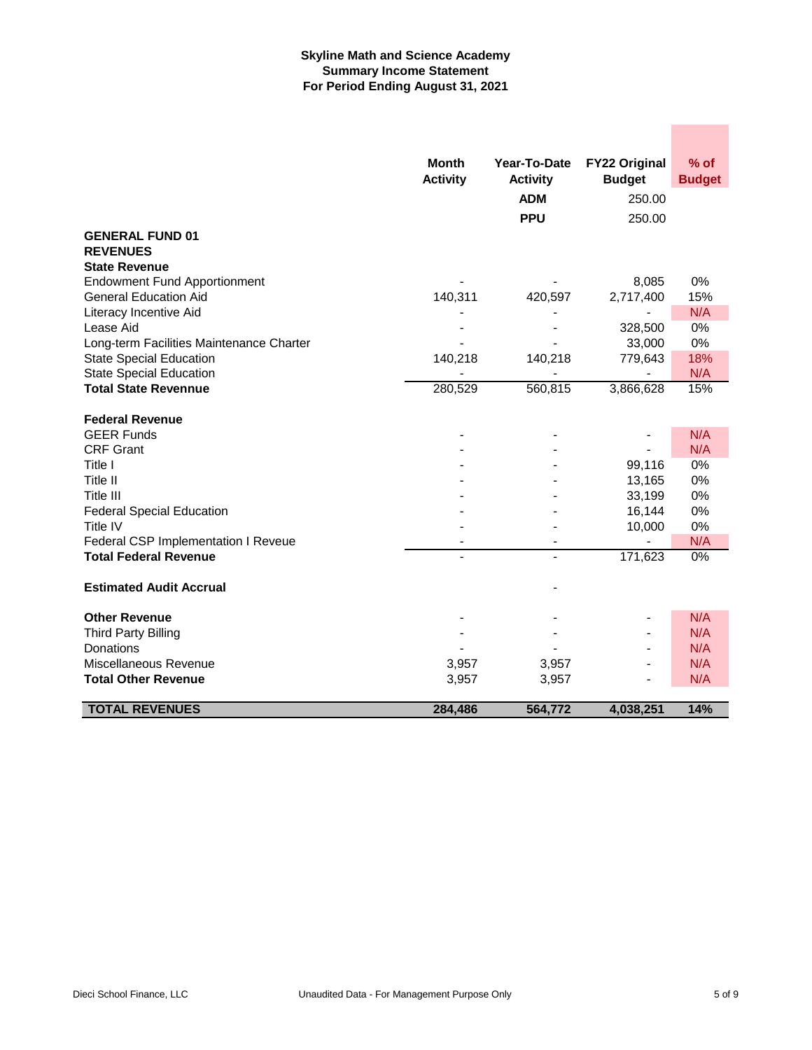**Skyline Math and Science Academy**
**Summary Income Statement**
**For Period Ending August 31, 2021**

| | Month Activity | Year-To-Date Activity | FY22 Original Budget | % of Budget |
|---|---|---|---|---|
| | | **ADM** | 250.00 | |
| | | **PPU** | 250.00 | |
| **GENERAL FUND 01** | | | | |
| **REVENUES** | | | | |
| **State Revenue** | | | | |
| Endowment Fund Apportionment | - | - | 8,085 | 0% |
| General Education Aid | 140,311 | 420,597 | 2,717,400 | 15% |
| Literacy Incentive Aid | - | - | - | N/A |
| Lease Aid | - | - | 328,500 | 0% |
| Long-term Facilities Maintenance Charter | - | - | 33,000 | 0% |
| State Special Education | 140,218 | 140,218 | 779,643 | 18% |
| State Special Education | - | - | - | N/A |
| **Total State Revennue** | 280,529 | 560,815 | 3,866,628 | 15% |
| | | | | |
| **Federal Revenue** | | | | |
| GEER Funds | - | - | - | N/A |
| CRF Grant | - | - | - | N/A |
| Title I | - | - | 99,116 | 0% |
| Title II | - | - | 13,165 | 0% |
| Title III | - | - | 33,199 | 0% |
| Federal Special Education | - | - | 16,144 | 0% |
| Title IV | - | - | 10,000 | 0% |
| Federal CSP Implementation I Reveue | - | - | - | N/A |
| **Total Federal Revenue** | - | - | 171,623 | 0% |
| | | | | |
| **Estimated Audit Accrual** | | - | | |
| | | | | |
| **Other Revenue** | - | - | - | N/A |
| Third Party Billing | - | - | - | N/A |
| Donations | - | - | - | N/A |
| Miscellaneous Revenue | 3,957 | 3,957 | - | N/A |
| **Total Other Revenue** | 3,957 | 3,957 | - | N/A |
| | | | | |
| **TOTAL REVENUES** | **284,486** | **564,772** | **4,038,251** | **14%** |

Dieci School Finance, LLC — Unaudited Data - For Management Purpose Only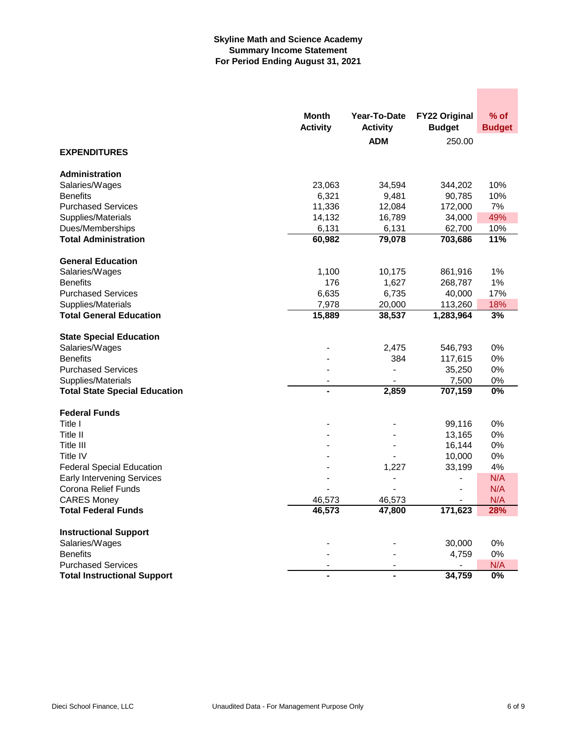**Skyline Math and Science Academy**
**Summary Income Statement**
**For Period Ending August 31, 2021**

| | Month Activity | Year-To-Date Activity | FY22 Original Budget | % of Budget |
|---|---|---|---|---|
| | | ADM | 250.00 | |
| **EXPENDITURES** | | | | |
| **Administration** | | | | |
| Salaries/Wages | 23,063 | 34,594 | 344,202 | 10% |
| Benefits | 6,321 | 9,481 | 90,785 | 10% |
| Purchased Services | 11,336 | 12,084 | 172,000 | 7% |
| Supplies/Materials | 14,132 | 16,789 | 34,000 | 49% |
| Dues/Memberships | 6,131 | 6,131 | 62,700 | 10% |
| **Total Administration** | **60,982** | **79,078** | **703,686** | **11%** |
| **General Education** | | | | |
| Salaries/Wages | 1,100 | 10,175 | 861,916 | 1% |
| Benefits | 176 | 1,627 | 268,787 | 1% |
| Purchased Services | 6,635 | 6,735 | 40,000 | 17% |
| Supplies/Materials | 7,978 | 20,000 | 113,260 | 18% |
| **Total General Education** | **15,889** | **38,537** | **1,283,964** | **3%** |
| **State Special Education** | | | | |
| Salaries/Wages | - | 2,475 | 546,793 | 0% |
| Benefits | - | 384 | 117,615 | 0% |
| Purchased Services | - | - | 35,250 | 0% |
| Supplies/Materials | - | - | 7,500 | 0% |
| **Total State Special Education** | **-** | **2,859** | **707,159** | **0%** |
| **Federal Funds** | | | | |
| Title I | - | - | 99,116 | 0% |
| Title II | - | - | 13,165 | 0% |
| Title III | - | - | 16,144 | 0% |
| Title IV | - | - | 10,000 | 0% |
| Federal Special Education | - | 1,227 | 33,199 | 4% |
| Early Intervening Services | - | - | - | N/A |
| Corona Relief Funds | - | - | - | N/A |
| CARES Money | 46,573 | 46,573 | - | N/A |
| **Total Federal Funds** | **46,573** | **47,800** | **171,623** | **28%** |
| **Instructional Support** | | | | |
| Salaries/Wages | - | - | 30,000 | 0% |
| Benefits | - | - | 4,759 | 0% |
| Purchased Services | - | - | - | N/A |
| **Total Instructional Support** | **-** | **-** | **34,759** | **0%** |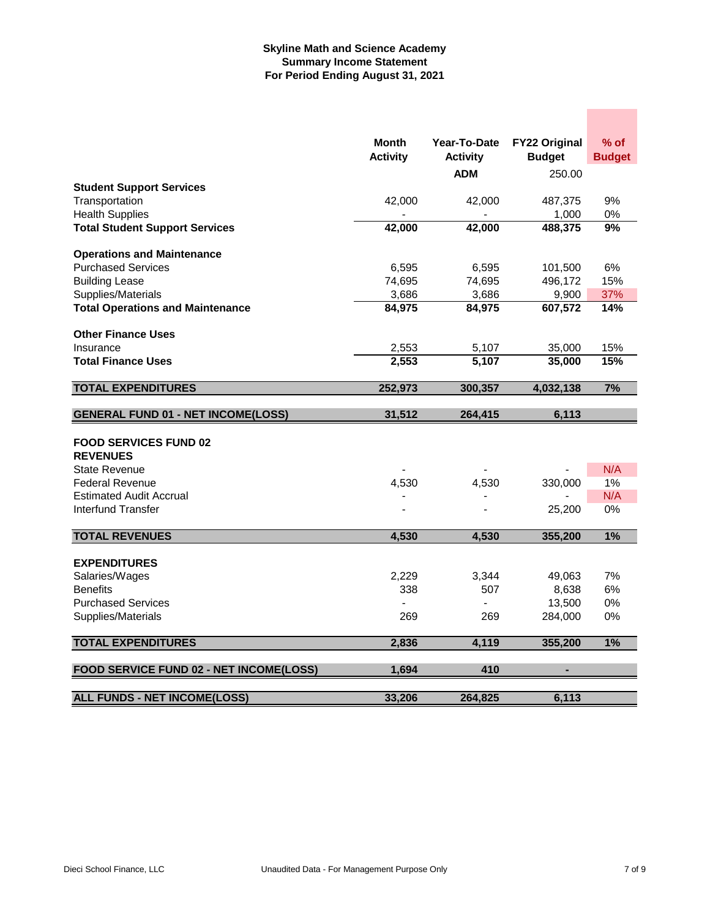**Skyline Math and Science Academy**
**Summary Income Statement**
**For Period Ending August 31, 2021**

| | Month Activity | Year-To-Date Activity | FY22 Original Budget | % of Budget |
|---|---|---|---|---|
| | | **ADM** | 250.00 | |
| **Student Support Services** | | | | |
| Transportation | 42,000 | 42,000 | 487,375 | 9% |
| Health Supplies | - | - | 1,000 | 0% |
| **Total Student Support Services** | **42,000** | **42,000** | **488,375** | **9%** |
| | | | | |
| **Operations and Maintenance** | | | | |
| Purchased Services | 6,595 | 6,595 | 101,500 | 6% |
| Building Lease | 74,695 | 74,695 | 496,172 | 15% |
| Supplies/Materials | 3,686 | 3,686 | 9,900 | 37% |
| **Total Operations and Maintenance** | **84,975** | **84,975** | **607,572** | **14%** |
| | | | | |
| **Other Finance Uses** | | | | |
| Insurance | 2,553 | 5,107 | 35,000 | 15% |
| **Total Finance Uses** | **2,553** | **5,107** | **35,000** | **15%** |
| | | | | |
| **TOTAL EXPENDITURES** | **252,973** | **300,357** | **4,032,138** | **7%** |
| | | | | |
| **GENERAL FUND 01 - NET INCOME(LOSS)** | **31,512** | **264,415** | **6,113** | |
| | | | | |
| **FOOD SERVICES FUND 02** | | | | |
| **REVENUES** | | | | |
| State Revenue | - | - | - | N/A |
| Federal Revenue | 4,530 | 4,530 | 330,000 | 1% |
| Estimated Audit Accrual | - | - | - | N/A |
| Interfund Transfer | - | - | 25,200 | 0% |
| | | | | |
| **TOTAL REVENUES** | **4,530** | **4,530** | **355,200** | **1%** |
| | | | | |
| **EXPENDITURES** | | | | |
| Salaries/Wages | 2,229 | 3,344 | 49,063 | 7% |
| Benefits | 338 | 507 | 8,638 | 6% |
| Purchased Services | - | - | 13,500 | 0% |
| Supplies/Materials | 269 | 269 | 284,000 | 0% |
| | | | | |
| **TOTAL EXPENDITURES** | **2,836** | **4,119** | **355,200** | **1%** |
| | | | | |
| **FOOD SERVICE FUND 02 - NET INCOME(LOSS)** | **1,694** | **410** | **-** | |
| | | | | |
| **ALL FUNDS - NET INCOME(LOSS)** | **33,206** | **264,825** | **6,113** | |

Dieci School Finance, LLC — Unaudited Data - For Management Purpose Only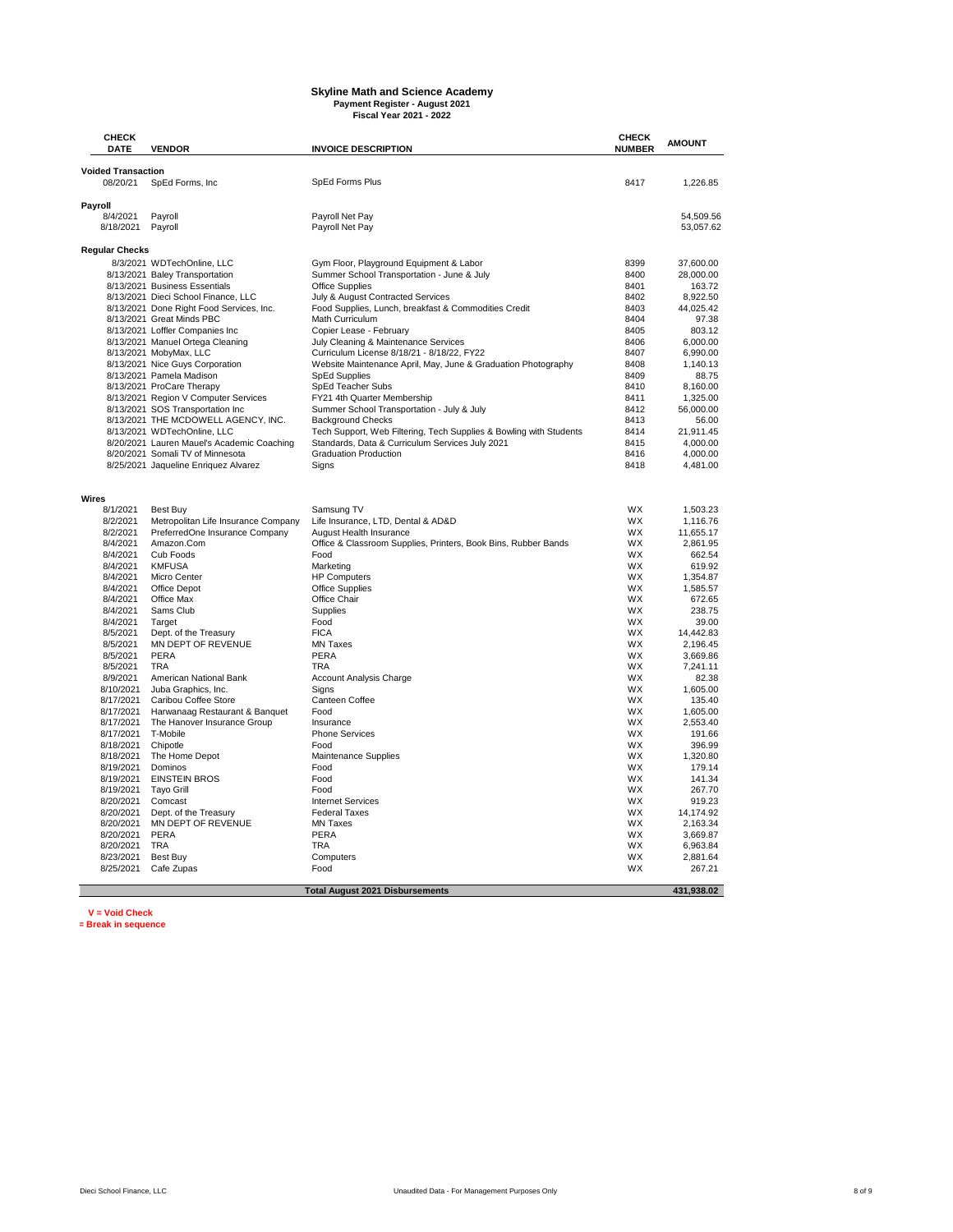# Skyline Math and Science Academy

**Payment Register - August 2021**

**Fiscal Year 2021 - 2022**

| CHECK DATE | VENDOR | INVOICE DESCRIPTION | CHECK NUMBER | AMOUNT |
|---|---|---|---|---|
| **Voided Transaction** | | | | |
| 08/20/21 | SpEd Forms, Inc | SpEd Forms Plus | 8417 | 1,226.85 |
| **Payroll** | | | | |
| 8/4/2021 | Payroll | Payroll Net Pay | | 54,509.56 |
| 8/18/2021 | Payroll | Payroll Net Pay | | 53,057.62 |
| **Regular Checks** | | | | |
| 8/3/2021 | WDTechOnline, LLC | Gym Floor, Playground Equipment & Labor | 8399 | 37,600.00 |
| 8/13/2021 | Baley Transportation | Summer School Transportation - June & July | 8400 | 28,000.00 |
| 8/13/2021 | Business Essentials | Office Supplies | 8401 | 163.72 |
| 8/13/2021 | Dieci School Finance, LLC | July & August Contracted Services | 8402 | 8,922.50 |
| 8/13/2021 | Done Right Food Services, Inc. | Food Supplies, Lunch, breakfast & Commodities Credit | 8403 | 44,025.42 |
| 8/13/2021 | Great Minds PBC | Math Curriculum | 8404 | 97.38 |
| 8/13/2021 | Loffler Companies Inc | Copier Lease - February | 8405 | 803.12 |
| 8/13/2021 | Manuel Ortega Cleaning | July Cleaning & Maintenance Services | 8406 | 6,000.00 |
| 8/13/2021 | MobyMax, LLC | Curriculum License 8/18/21 - 8/18/22, FY22 | 8407 | 6,990.00 |
| 8/13/2021 | Nice Guys Corporation | Website Maintenance April, May, June & Graduation Photography | 8408 | 1,140.13 |
| 8/13/2021 | Pamela Madison | SpEd Supplies | 8409 | 88.75 |
| 8/13/2021 | ProCare Therapy | SpEd Teacher Subs | 8410 | 8,160.00 |
| 8/13/2021 | Region V Computer Services | FY21 4th Quarter Membership | 8411 | 1,325.00 |
| 8/13/2021 | SOS Transportation Inc | Summer School Transportation - July & July | 8412 | 56,000.00 |
| 8/13/2021 | THE MCDOWELL AGENCY, INC. | Background Checks | 8413 | 56.00 |
| 8/13/2021 | WDTechOnline, LLC | Tech Support, Web Filtering, Tech Supplies & Bowling with Students | 8414 | 21,911.45 |
| 8/20/2021 | Lauren Mauel's Academic Coaching | Standards, Data & Curriculum Services July 2021 | 8415 | 4,000.00 |
| 8/20/2021 | Somali TV of Minnesota | Graduation Production | 8416 | 4,000.00 |
| 8/25/2021 | Jaqueline Enriquez Alvarez | Signs | 8418 | 4,481.00 |
| **Wires** | | | | |
| 8/1/2021 | Best Buy | Samsung TV | WX | 1,503.23 |
| 8/2/2021 | Metropolitan Life Insurance Company | Life Insurance, LTD, Dental & AD&D | WX | 1,116.76 |
| 8/2/2021 | PreferredOne Insurance Company | August Health Insurance | WX | 11,655.17 |
| 8/4/2021 | Amazon.Com | Office & Classroom Supplies, Printers, Book Bins, Rubber Bands | WX | 2,861.95 |
| 8/4/2021 | Cub Foods | Food | WX | 662.54 |
| 8/4/2021 | KMFUSA | Marketing | WX | 619.92 |
| 8/4/2021 | Micro Center | HP Computers | WX | 1,354.87 |
| 8/4/2021 | Office Depot | Office Supplies | WX | 1,585.57 |
| 8/4/2021 | Office Max | Office Chair | WX | 672.65 |
| 8/4/2021 | Sams Club | Supplies | WX | 238.75 |
| 8/4/2021 | Target | Food | WX | 39.00 |
| 8/5/2021 | Dept. of the Treasury | FICA | WX | 14,442.83 |
| 8/5/2021 | MN DEPT OF REVENUE | MN Taxes | WX | 2,196.45 |
| 8/5/2021 | PERA | PERA | WX | 3,669.86 |
| 8/5/2021 | TRA | TRA | WX | 7,241.11 |
| 8/9/2021 | American National Bank | Account Analysis Charge | WX | 82.38 |
| 8/10/2021 | Juba Graphics, Inc. | Signs | WX | 1,605.00 |
| 8/17/2021 | Caribou Coffee Store | Canteen Coffee | WX | 135.40 |
| 8/17/2021 | Harwanaag Restaurant & Banquet | Food | WX | 1,605.00 |
| 8/17/2021 | The Hanover Insurance Group | Insurance | WX | 2,553.40 |
| 8/17/2021 | T-Mobile | Phone Services | WX | 191.66 |
| 8/18/2021 | Chipotle | Food | WX | 396.99 |
| 8/18/2021 | The Home Depot | Maintenance Supplies | WX | 1,320.80 |
| 8/19/2021 | Dominos | Food | WX | 179.14 |
| 8/19/2021 | EINSTEIN BROS | Food | WX | 141.34 |
| 8/19/2021 | Tayo Grill | Food | WX | 267.70 |
| 8/20/2021 | Comcast | Internet Services | WX | 919.23 |
| 8/20/2021 | Dept. of the Treasury | Federal Taxes | WX | 14,174.92 |
| 8/20/2021 | MN DEPT OF REVENUE | MN Taxes | WX | 2,163.34 |
| 8/20/2021 | PERA | PERA | WX | 3,669.87 |
| 8/20/2021 | TRA | TRA | WX | 6,963.84 |
| 8/23/2021 | Best Buy | Computers | WX | 2,881.64 |
| 8/25/2021 | Cafe Zupas | Food | WX | 267.21 |
| | | **Total August 2021 Disbursements** | | **431,938.02** |

**V = Void Check**

**= Break in sequence**

Dieci School Finance, LLC — Unaudited Data - For Management Purposes Only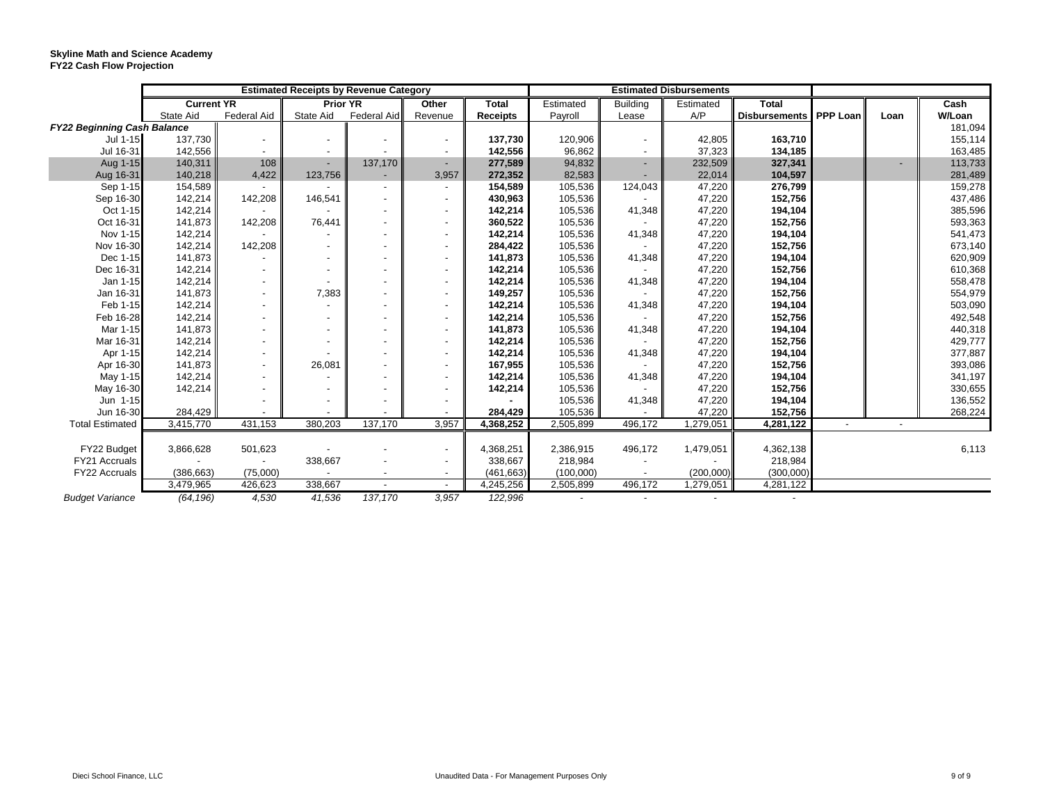**Skyline Math and Science Academy**
**FY22 Cash Flow Projection**

| | Estimated Receipts by Revenue Category | | | | | | Estimated Disbursements | | | | | | |
|---|---|---|---|---|---|---|---|---|---|---|---|---|---|
| | Current YR | | Prior YR | | Other | Total | Estimated | Building | Estimated | Total | | | Cash |
| | State Aid | Federal Aid | State Aid | Federal Aid | Revenue | Receipts | Payroll | Lease | A/P | Disbursements | PPP Loan | Loan | W/Loan |
| *FY22 Beginning Cash Balance* | | | | | | | | | | | | | 181,094 |
| Jul 1-15 | 137,730 | - | - | - | - | **137,730** | 120,906 | - | 42,805 | **163,710** | | | 155,114 |
| Jul 16-31 | 142,556 | - | - | - | - | **142,556** | 96,862 | - | 37,323 | **134,185** | | | 163,485 |
| Aug 1-15 | 140,311 | 108 | - | 137,170 | - | **277,589** | 94,832 | - | 232,509 | **327,341** | | - | 113,733 |
| Aug 16-31 | 140,218 | 4,422 | 123,756 | - | 3,957 | **272,352** | 82,583 | - | 22,014 | **104,597** | | | 281,489 |
| Sep 1-15 | 154,589 | - | - | - | - | **154,589** | 105,536 | 124,043 | 47,220 | **276,799** | | | 159,278 |
| Sep 16-30 | 142,214 | 142,208 | 146,541 | - | - | **430,963** | 105,536 | - | 47,220 | **152,756** | | | 437,486 |
| Oct 1-15 | 142,214 | - | - | - | - | **142,214** | 105,536 | 41,348 | 47,220 | **194,104** | | | 385,596 |
| Oct 16-31 | 141,873 | 142,208 | 76,441 | - | - | **360,522** | 105,536 | - | 47,220 | **152,756** | | | 593,363 |
| Nov 1-15 | 142,214 | - | - | - | - | **142,214** | 105,536 | 41,348 | 47,220 | **194,104** | | | 541,473 |
| Nov 16-30 | 142,214 | 142,208 | - | - | - | **284,422** | 105,536 | - | 47,220 | **152,756** | | | 673,140 |
| Dec 1-15 | 141,873 | - | - | - | - | **141,873** | 105,536 | 41,348 | 47,220 | **194,104** | | | 620,909 |
| Dec 16-31 | 142,214 | - | - | - | - | **142,214** | 105,536 | - | 47,220 | **152,756** | | | 610,368 |
| Jan 1-15 | 142,214 | - | - | - | - | **142,214** | 105,536 | 41,348 | 47,220 | **194,104** | | | 558,478 |
| Jan 16-31 | 141,873 | - | 7,383 | - | - | **149,257** | 105,536 | - | 47,220 | **152,756** | | | 554,979 |
| Feb 1-15 | 142,214 | - | - | - | - | **142,214** | 105,536 | 41,348 | 47,220 | **194,104** | | | 503,090 |
| Feb 16-28 | 142,214 | - | - | - | - | **142,214** | 105,536 | - | 47,220 | **152,756** | | | 492,548 |
| Mar 1-15 | 141,873 | - | - | - | - | **141,873** | 105,536 | 41,348 | 47,220 | **194,104** | | | 440,318 |
| Mar 16-31 | 142,214 | - | - | - | - | **142,214** | 105,536 | - | 47,220 | **152,756** | | | 429,777 |
| Apr 1-15 | 142,214 | - | - | - | - | **142,214** | 105,536 | 41,348 | 47,220 | **194,104** | | | 377,887 |
| Apr 16-30 | 141,873 | - | 26,081 | - | - | **167,955** | 105,536 | - | 47,220 | **152,756** | | | 393,086 |
| May 1-15 | 142,214 | - | - | - | - | **142,214** | 105,536 | 41,348 | 47,220 | **194,104** | | | 341,197 |
| May 16-30 | 142,214 | - | - | - | - | **142,214** | 105,536 | - | 47,220 | **152,756** | | | 330,655 |
| Jun 1-15 | | - | - | - | - | **-** | 105,536 | 41,348 | 47,220 | **194,104** | | | 136,552 |
| Jun 16-30 | 284,429 | - | - | - | - | **284,429** | 105,536 | - | 47,220 | **152,756** | | | 268,224 |
| Total Estimated | 3,415,770 | 431,153 | 380,203 | 137,170 | 3,957 | **4,368,252** | 2,505,899 | 496,172 | 1,279,051 | **4,281,122** | - | - | |
| | | | | | | | | | | | | | |
| FY22 Budget | 3,866,628 | 501,623 | - | - | - | 4,368,251 | 2,386,915 | 496,172 | 1,479,051 | 4,362,138 | | | 6,113 |
| FY21 Accruals | - | - | 338,667 | - | - | 338,667 | 218,984 | - | - | 218,984 | | | |
| FY22 Accruals | (386,663) | (75,000) | - | - | - | (461,663) | (100,000) | - | (200,000) | (300,000) | | | |
| | 3,479,965 | 426,623 | 338,667 | - | - | 4,245,256 | 2,505,899 | 496,172 | 1,279,051 | 4,281,122 | | | |
| *Budget Variance* | *(64,196)* | *4,530* | *41,536* | *137,170* | *3,957* | *122,996* | - | - | - | - | | | |

Dieci School Finance, LLC

Unaudited Data - For Management Purposes Only